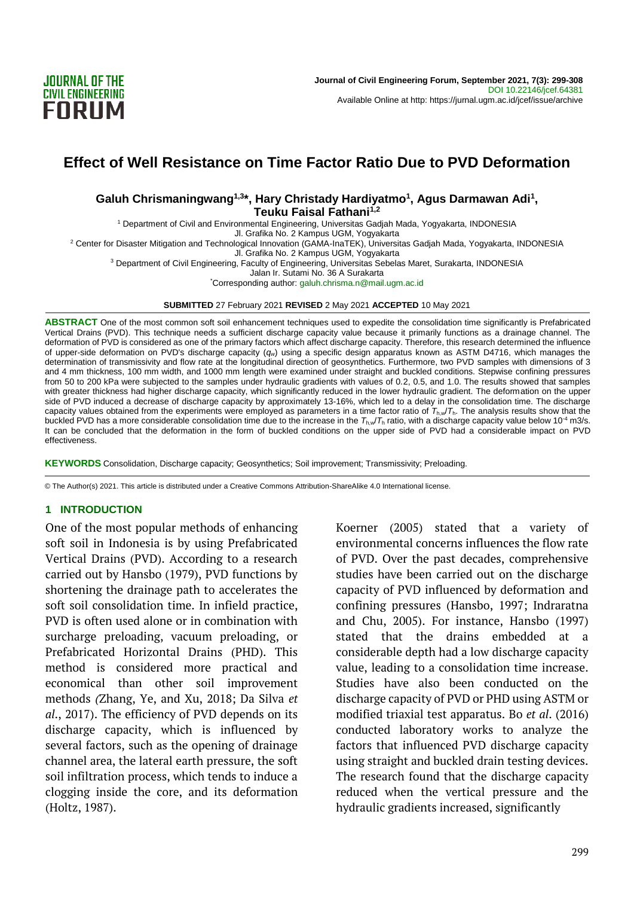# Effect of Well Resistance on Time Factor Ratio Due to PVD Deformation

**Galuh Chrismaningwang[1,3]*, Hary Christady Hardiyatmo[1], Agus Darmawan Adi[1], Teuku Faisal Fathani[1,2]**

[1] Department of Civil and Environmental Engineering, Universitas Gadjah Mada, Yogyakarta, INDONESIA
Jl. Grafika No. 2 Kampus UGM, Yogyakarta

[2] Center for Disaster Mitigation and Technological Innovation (GAMA-InaTEK), Universitas Gadjah Mada, Yogyakarta, INDONESIA
Jl. Grafika No. 2 Kampus UGM, Yogyakarta

[3] Department of Civil Engineering, Faculty of Engineering, Universitas Sebelas Maret, Surakarta, INDONESIA
Jalan Ir. Sutami No. 36 A Surakarta

*Corresponding author: galuh.chrisma.n@mail.ugm.ac.id

**SUBMITTED** 27 February 2021 **REVISED** 2 May 2021 **ACCEPTED** 10 May 2021

**ABSTRACT** One of the most common soft soil enhancement techniques used to expedite the consolidation time significantly is Prefabricated Vertical Drains (PVD). This technique needs a sufficient discharge capacity value because it primarily functions as a drainage channel. The deformation of PVD is considered as one of the primary factors which affect discharge capacity. Therefore, this research determined the influence of upper-side deformation on PVD's discharge capacity ($q_w$) using a specific design apparatus known as ASTM D4716, which manages the determination of transmissivity and flow rate at the longitudinal direction of geosynthetics. Furthermore, two PVD samples with dimensions of 3 and 4 mm thickness, 100 mm width, and 1000 mm length were examined under straight and buckled conditions. Stepwise confining pressures from 50 to 200 kPa were subjected to the samples under hydraulic gradients with values of 0.2, 0.5, and 1.0. The results showed that samples with greater thickness had higher discharge capacity, which significantly reduced in the lower hydraulic gradient. The deformation on the upper side of PVD induced a decrease of discharge capacity by approximately 13-16%, which led to a delay in the consolidation time. The discharge capacity values obtained from the experiments were employed as parameters in a time factor ratio of $T_{h,w}/T_h$. The analysis results show that the buckled PVD has a more considerable consolidation time due to the increase in the $T_{h,w}/T_h$ ratio, with a discharge capacity value below $10^{-4}$ m3/s. It can be concluded that the deformation in the form of buckled conditions on the upper side of PVD had a considerable impact on PVD effectiveness.

**KEYWORDS** Consolidation, Discharge capacity; Geosynthetics; Soil improvement; Transmissivity; Preloading.

© The Author(s) 2021. This article is distributed under a Creative Commons Attribution-ShareAlike 4.0 International license.

## 1 INTRODUCTION

One of the most popular methods of enhancing soft soil in Indonesia is by using Prefabricated Vertical Drains (PVD). According to a research carried out by Hansbo (1979), PVD functions by shortening the drainage path to accelerates the soft soil consolidation time. In infield practice, PVD is often used alone or in combination with surcharge preloading, vacuum preloading, or Prefabricated Horizontal Drains (PHD). This method is considered more practical and economical than other soil improvement methods *(*Zhang, Ye, and Xu, 2018; Da Silva *et al.*, 2017). The efficiency of PVD depends on its discharge capacity, which is influenced by several factors, such as the opening of drainage channel area, the lateral earth pressure, the soft soil infiltration process, which tends to induce a clogging inside the core, and its deformation (Holtz, 1987).

Koerner (2005) stated that a variety of environmental concerns influences the flow rate of PVD. Over the past decades, comprehensive studies have been carried out on the discharge capacity of PVD influenced by deformation and confining pressures (Hansbo, 1997; Indraratna and Chu, 2005). For instance, Hansbo (1997) stated that the drains embedded at a considerable depth had a low discharge capacity value, leading to a consolidation time increase. Studies have also been conducted on the discharge capacity of PVD or PHD using ASTM or modified triaxial test apparatus. Bo *et al*. (2016) conducted laboratory works to analyze the factors that influenced PVD discharge capacity using straight and buckled drain testing devices. The research found that the discharge capacity reduced when the vertical pressure and the hydraulic gradients increased, significantly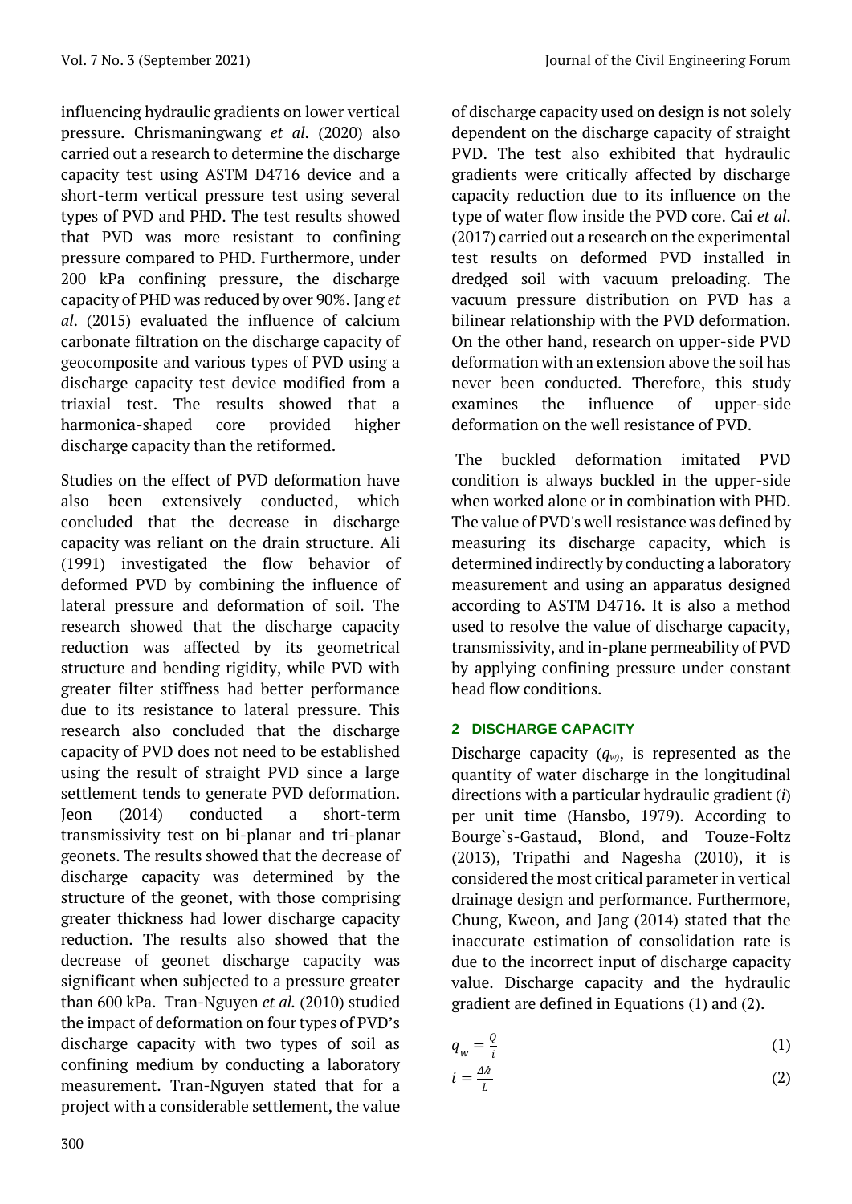influencing hydraulic gradients on lower vertical pressure. Chrismaningwang *et al*. (2020) also carried out a research to determine the discharge capacity test using ASTM D4716 device and a short-term vertical pressure test using several types of PVD and PHD. The test results showed that PVD was more resistant to confining pressure compared to PHD. Furthermore, under 200 kPa confining pressure, the discharge capacity of PHD was reduced by over 90%. Jang *et al*. (2015) evaluated the influence of calcium carbonate filtration on the discharge capacity of geocomposite and various types of PVD using a discharge capacity test device modified from a triaxial test. The results showed that a harmonica-shaped core provided higher discharge capacity than the retiformed.

Studies on the effect of PVD deformation have also been extensively conducted, which concluded that the decrease in discharge capacity was reliant on the drain structure. Ali (1991) investigated the flow behavior of deformed PVD by combining the influence of lateral pressure and deformation of soil. The research showed that the discharge capacity reduction was affected by its geometrical structure and bending rigidity, while PVD with greater filter stiffness had better performance due to its resistance to lateral pressure. This research also concluded that the discharge capacity of PVD does not need to be established using the result of straight PVD since a large settlement tends to generate PVD deformation. Jeon (2014) conducted a short-term transmissivity test on bi-planar and tri-planar geonets. The results showed that the decrease of discharge capacity was determined by the structure of the geonet, with those comprising greater thickness had lower discharge capacity reduction. The results also showed that the decrease of geonet discharge capacity was significant when subjected to a pressure greater than 600 kPa. Tran-Nguyen *et al.* (2010) studied the impact of deformation on four types of PVD's discharge capacity with two types of soil as confining medium by conducting a laboratory measurement. Tran-Nguyen stated that for a project with a considerable settlement, the value of discharge capacity used on design is not solely dependent on the discharge capacity of straight PVD. The test also exhibited that hydraulic gradients were critically affected by discharge capacity reduction due to its influence on the type of water flow inside the PVD core. Cai *et al*. (2017) carried out a research on the experimental test results on deformed PVD installed in dredged soil with vacuum preloading. The vacuum pressure distribution on PVD has a bilinear relationship with the PVD deformation. On the other hand, research on upper-side PVD deformation with an extension above the soil has never been conducted. Therefore, this study examines the influence of upper-side deformation on the well resistance of PVD.

The buckled deformation imitated PVD condition is always buckled in the upper-side when worked alone or in combination with PHD. The value of PVD's well resistance was defined by measuring its discharge capacity, which is determined indirectly by conducting a laboratory measurement and using an apparatus designed according to ASTM D4716. It is also a method used to resolve the value of discharge capacity, transmissivity, and in-plane permeability of PVD by applying confining pressure under constant head flow conditions.

## 2 DISCHARGE CAPACITY

Discharge capacity ($q_w$), is represented as the quantity of water discharge in the longitudinal directions with a particular hydraulic gradient ($i$) per unit time (Hansbo, 1979). According to Bourge`s-Gastaud, Blond, and Touze-Foltz (2013), Tripathi and Nagesha (2010), it is considered the most critical parameter in vertical drainage design and performance. Furthermore, Chung, Kweon, and Jang (2014) stated that the inaccurate estimation of consolidation rate is due to the incorrect input of discharge capacity value. Discharge capacity and the hydraulic gradient are defined in Equations (1) and (2).

$$q_w = \frac{Q}{i} \tag{1}$$

$$i = \frac{\Delta h}{L} \tag{2}$$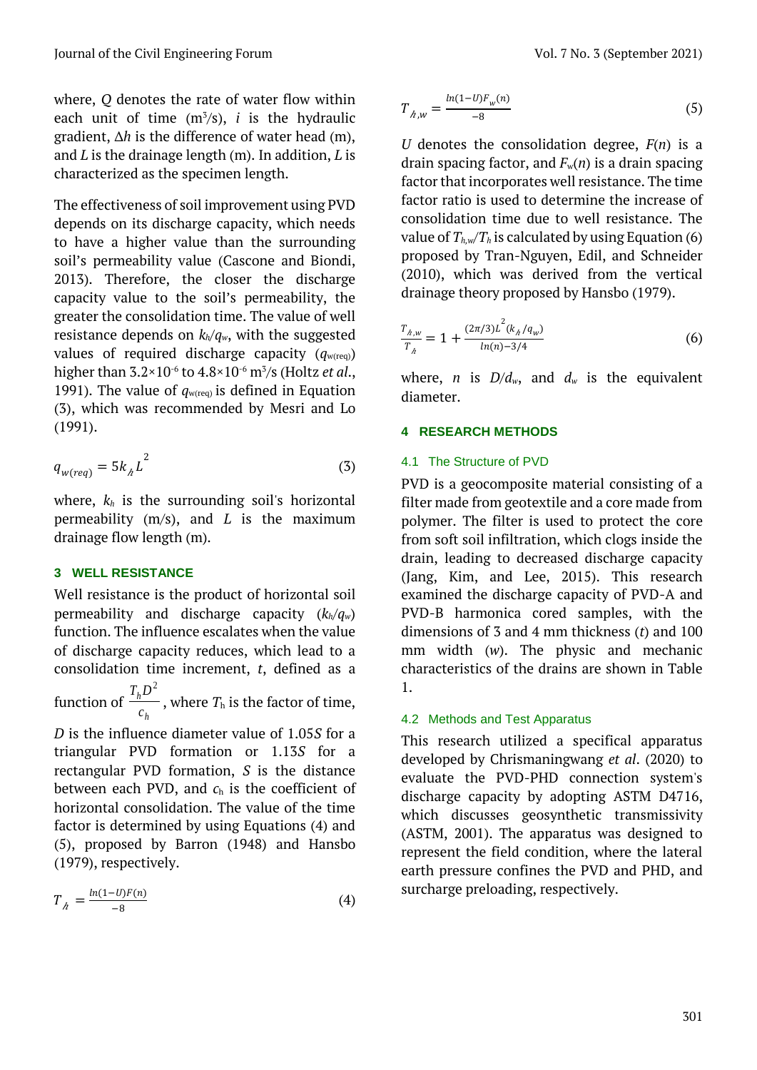where, $Q$ denotes the rate of water flow within each unit of time ($m^3/s$), $i$ is the hydraulic gradient, $\Delta h$ is the difference of water head (m), and $L$ is the drainage length (m). In addition, $L$ is characterized as the specimen length.

The effectiveness of soil improvement using PVD depends on its discharge capacity, which needs to have a higher value than the surrounding soil's permeability value (Cascone and Biondi, 2013). Therefore, the closer the discharge capacity value to the soil's permeability, the greater the consolidation time. The value of well resistance depends on $k_h/q_w$, with the suggested values of required discharge capacity ($q_{w(req)}$) higher than $3.2 \times 10^{-6}$ to $4.8 \times 10^{-6}$ $m^3/s$ (Holtz *et al*., 1991). The value of $q_{w(req)}$ is defined in Equation (3), which was recommended by Mesri and Lo (1991).

$$q_{w(req)} = 5k_h L^2 \tag{3}$$

where, $k_h$ is the surrounding soil's horizontal permeability (m/s), and $L$ is the maximum drainage flow length (m).

## 3 WELL RESISTANCE

Well resistance is the product of horizontal soil permeability and discharge capacity ($k_h/q_w$) function. The influence escalates when the value of discharge capacity reduces, which lead to a consolidation time increment, $t$, defined as a function of $\frac{T_h D^2}{c_h}$, where $T_h$ is the factor of time, $D$ is the influence diameter value of $1.05S$ for a triangular PVD formation or $1.13S$ for a rectangular PVD formation, $S$ is the distance between each PVD, and $c_h$ is the coefficient of horizontal consolidation. The value of the time factor is determined by using Equations (4) and (5), proposed by Barron (1948) and Hansbo (1979), respectively.

$$T_h = \frac{\ln(1-U)F(n)}{-8} \tag{4}$$

$$T_{h,w} = \frac{\ln(1-U)F_w(n)}{-8} \tag{5}$$

$U$ denotes the consolidation degree, $F(n)$ is a drain spacing factor, and $F_w(n)$ is a drain spacing factor that incorporates well resistance. The time factor ratio is used to determine the increase of consolidation time due to well resistance. The value of $T_{h,w}/T_h$ is calculated by using Equation (6) proposed by Tran-Nguyen, Edil, and Schneider (2010), which was derived from the vertical drainage theory proposed by Hansbo (1979).

$$\frac{T_{h,w}}{T_h} = 1 + \frac{(2\pi/3)L^2(k_h/q_w)}{\ln(n)-3/4} \tag{6}$$

where, $n$ is $D/d_w$, and $d_w$ is the equivalent diameter.

## 4 RESEARCH METHODS

### 4.1 The Structure of PVD

PVD is a geocomposite material consisting of a filter made from geotextile and a core made from polymer. The filter is used to protect the core from soft soil infiltration, which clogs inside the drain, leading to decreased discharge capacity (Jang, Kim, and Lee, 2015). This research examined the discharge capacity of PVD-A and PVD-B harmonica cored samples, with the dimensions of 3 and 4 mm thickness ($t$) and 100 mm width ($w$). The physic and mechanic characteristics of the drains are shown in Table 1.

### 4.2 Methods and Test Apparatus

This research utilized a specifical apparatus developed by Chrismaningwang *et al*. (2020) to evaluate the PVD-PHD connection system's discharge capacity by adopting ASTM D4716, which discusses geosynthetic transmissivity (ASTM, 2001). The apparatus was designed to represent the field condition, where the lateral earth pressure confines the PVD and PHD, and surcharge preloading, respectively.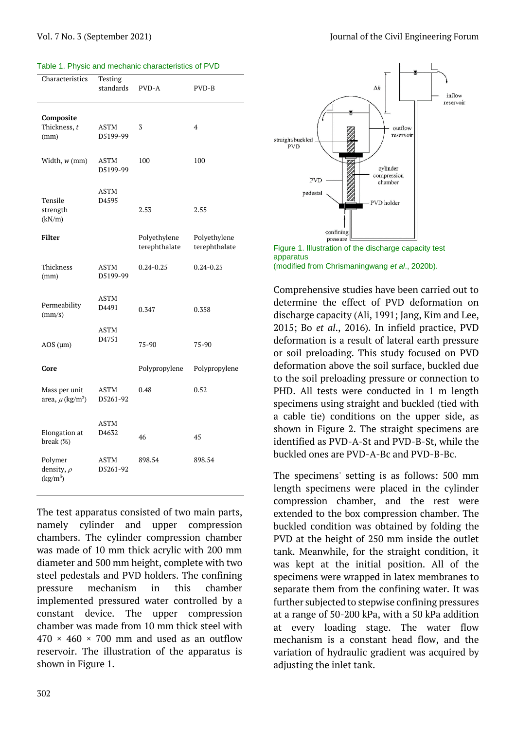Table 1. Physic and mechanic characteristics of PVD

| Characteristics | Testing standards | PVD-A | PVD-B |
|---|---|---|---|
| **Composite** | | | |
| Thickness, $t$ (mm) | ASTM D5199-99 | 3 | 4 |
| Width, $w$ (mm) | ASTM D5199-99 | 100 | 100 |
| Tensile strength (kN/m) | ASTM D4595 | 2.53 | 2.55 |
| **Filter** | | Polyethylene terephthalate | Polyethylene terephthalate |
| Thickness (mm) | ASTM D5199-99 | 0.24-0.25 | 0.24-0.25 |
| Permeability (mm/s) | ASTM D4491 | 0.347 | 0.358 |
| AOS (μm) | ASTM D4751 | 75-90 | 75-90 |
| **Core** | | Polypropylene | Polypropylene |
| Mass per unit area, $\mu$ (kg/m$^2$) | ASTM D5261-92 | 0.48 | 0.52 |
| Elongation at break (%) | ASTM D4632 | 46 | 45 |
| Polymer density, $\rho$ (kg/m$^3$) | ASTM D5261-92 | 898.54 | 898.54 |

The test apparatus consisted of two main parts, namely cylinder and upper compression chambers. The cylinder compression chamber was made of 10 mm thick acrylic with 200 mm diameter and 500 mm height, complete with two steel pedestals and PVD holders. The confining pressure mechanism in this chamber implemented pressured water controlled by a constant device. The upper compression chamber was made from 10 mm thick steel with 470 × 460 × 700 mm and used as an outflow reservoir. The illustration of the apparatus is shown in Figure 1.

Figure 1. Illustration of the discharge capacity test apparatus
(modified from Chrismaningwang *et al*., 2020b).

Comprehensive studies have been carried out to determine the effect of PVD deformation on discharge capacity (Ali, 1991; Jang, Kim and Lee, 2015; Bo *et al*., 2016). In infield practice, PVD deformation is a result of lateral earth pressure or soil preloading. This study focused on PVD deformation above the soil surface, buckled due to the soil preloading pressure or connection to PHD. All tests were conducted in 1 m length specimens using straight and buckled (tied with a cable tie) conditions on the upper side, as shown in Figure 2. The straight specimens are identified as PVD-A-St and PVD-B-St, while the buckled ones are PVD-A-Bc and PVD-B-Bc.

The specimens' setting is as follows: 500 mm length specimens were placed in the cylinder compression chamber, and the rest were extended to the box compression chamber. The buckled condition was obtained by folding the PVD at the height of 250 mm inside the outlet tank. Meanwhile, for the straight condition, it was kept at the initial position. All of the specimens were wrapped in latex membranes to separate them from the confining water. It was further subjected to stepwise confining pressures at a range of 50-200 kPa, with a 50 kPa addition at every loading stage. The water flow mechanism is a constant head flow, and the variation of hydraulic gradient was acquired by adjusting the inlet tank.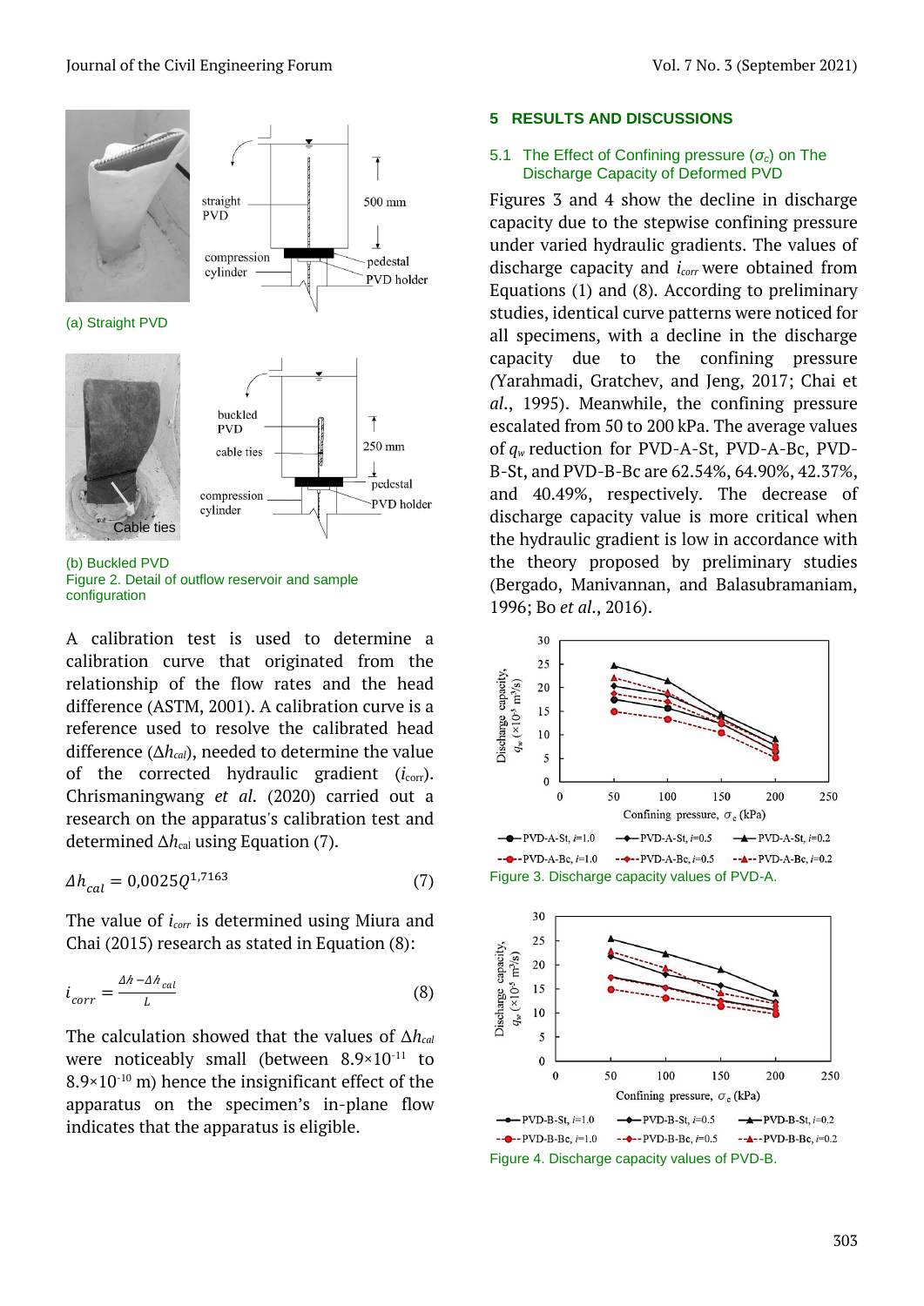(a) Straight PVD

(b) Buckled PVD

Figure 2. Detail of outflow reservoir and sample configuration

A calibration test is used to determine a calibration curve that originated from the relationship of the flow rates and the head difference (ASTM, 2001). A calibration curve is a reference used to resolve the calibrated head difference ($\Delta h_{cal}$), needed to determine the value of the corrected hydraulic gradient ($i_{corr}$). Chrismaningwang *et al.* (2020) carried out a research on the apparatus's calibration test and determined $\Delta h_{cal}$ using Equation (7).

$$\Delta h_{cal} = 0{,}0025Q^{1{,}7163} \tag{7}$$

The value of $i_{corr}$ is determined using Miura and Chai (2015) research as stated in Equation (8):

$$i_{corr} = \frac{\Delta h - \Delta h_{cal}}{L} \tag{8}$$

The calculation showed that the values of $\Delta h_{cal}$ were noticeably small (between $8.9\times10^{-11}$ to $8.9\times10^{-10}$ m) hence the insignificant effect of the apparatus on the specimen's in-plane flow indicates that the apparatus is eligible.

## 5 RESULTS AND DISCUSSIONS

### 5.1 The Effect of Confining pressure ($\sigma_c$) on The Discharge Capacity of Deformed PVD

Figures 3 and 4 show the decline in discharge capacity due to the stepwise confining pressure under varied hydraulic gradients. The values of discharge capacity and $i_{corr}$ were obtained from Equations (1) and (8). According to preliminary studies, identical curve patterns were noticed for all specimens, with a decline in the discharge capacity due to the confining pressure (Yarahmadi, Gratchev, and Jeng, 2017; Chai et *al.*, 1995). Meanwhile, the confining pressure escalated from 50 to 200 kPa. The average values of $q_w$ reduction for PVD-A-St, PVD-A-Bc, PVD-B-St, and PVD-B-Bc are 62.54%, 64.90%, 42.37%, and 40.49%, respectively. The decrease of discharge capacity value is more critical when the hydraulic gradient is low in accordance with the theory proposed by preliminary studies (Bergado, Manivannan, and Balasubramaniam, 1996; Bo *et al.*, 2016).

Figure 3. Discharge capacity values of PVD-A.

Figure 4. Discharge capacity values of PVD-B.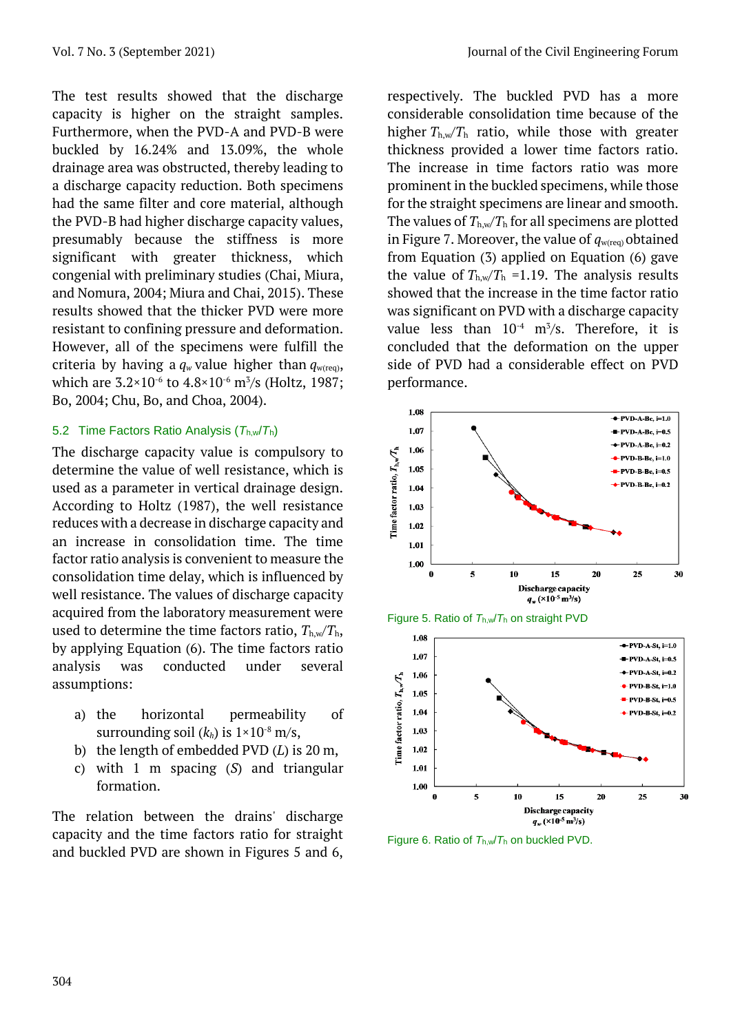The test results showed that the discharge capacity is higher on the straight samples. Furthermore, when the PVD-A and PVD-B were buckled by 16.24% and 13.09%, the whole drainage area was obstructed, thereby leading to a discharge capacity reduction. Both specimens had the same filter and core material, although the PVD-B had higher discharge capacity values, presumably because the stiffness is more significant with greater thickness, which congenial with preliminary studies (Chai, Miura, and Nomura, 2004; Miura and Chai, 2015). These results showed that the thicker PVD were more resistant to confining pressure and deformation. However, all of the specimens were fulfill the criteria by having a $q_w$ value higher than $q_{w(req)}$, which are $3.2\times10^{-6}$ to $4.8\times10^{-6}$ $m^3/s$ (Holtz, 1987; Bo, 2004; Chu, Bo, and Choa, 2004).

### 5.2 Time Factors Ratio Analysis ($T_{h,w}/T_h$)

The discharge capacity value is compulsory to determine the value of well resistance, which is used as a parameter in vertical drainage design. According to Holtz (1987), the well resistance reduces with a decrease in discharge capacity and an increase in consolidation time. The time factor ratio analysis is convenient to measure the consolidation time delay, which is influenced by well resistance. The values of discharge capacity acquired from the laboratory measurement were used to determine the time factors ratio, $T_{h,w}/T_h$, by applying Equation (6). The time factors ratio analysis was conducted under several assumptions:

a) the horizontal permeability of surrounding soil ($k_h$) is $1\times10^{-8}$ m/s,
b) the length of embedded PVD ($L$) is 20 m,
c) with 1 m spacing ($S$) and triangular formation.

The relation between the drains' discharge capacity and the time factors ratio for straight and buckled PVD are shown in Figures 5 and 6, respectively. The buckled PVD has a more considerable consolidation time because of the higher $T_{h,w}/T_h$ ratio, while those with greater thickness provided a lower time factors ratio. The increase in time factors ratio was more prominent in the buckled specimens, while those for the straight specimens are linear and smooth. The values of $T_{h,w}/T_h$ for all specimens are plotted in Figure 7. Moreover, the value of $q_{w(req)}$ obtained from Equation (3) applied on Equation (6) gave the value of $T_{h,w}/T_h$ =1.19. The analysis results showed that the increase in the time factor ratio was significant on PVD with a discharge capacity value less than $10^{-4}$ $m^3/s$. Therefore, it is concluded that the deformation on the upper side of PVD had a considerable effect on PVD performance.

Figure 5. Ratio of $T_{h,w}/T_h$ on straight PVD

Figure 6. Ratio of $T_{h,w}/T_h$ on buckled PVD.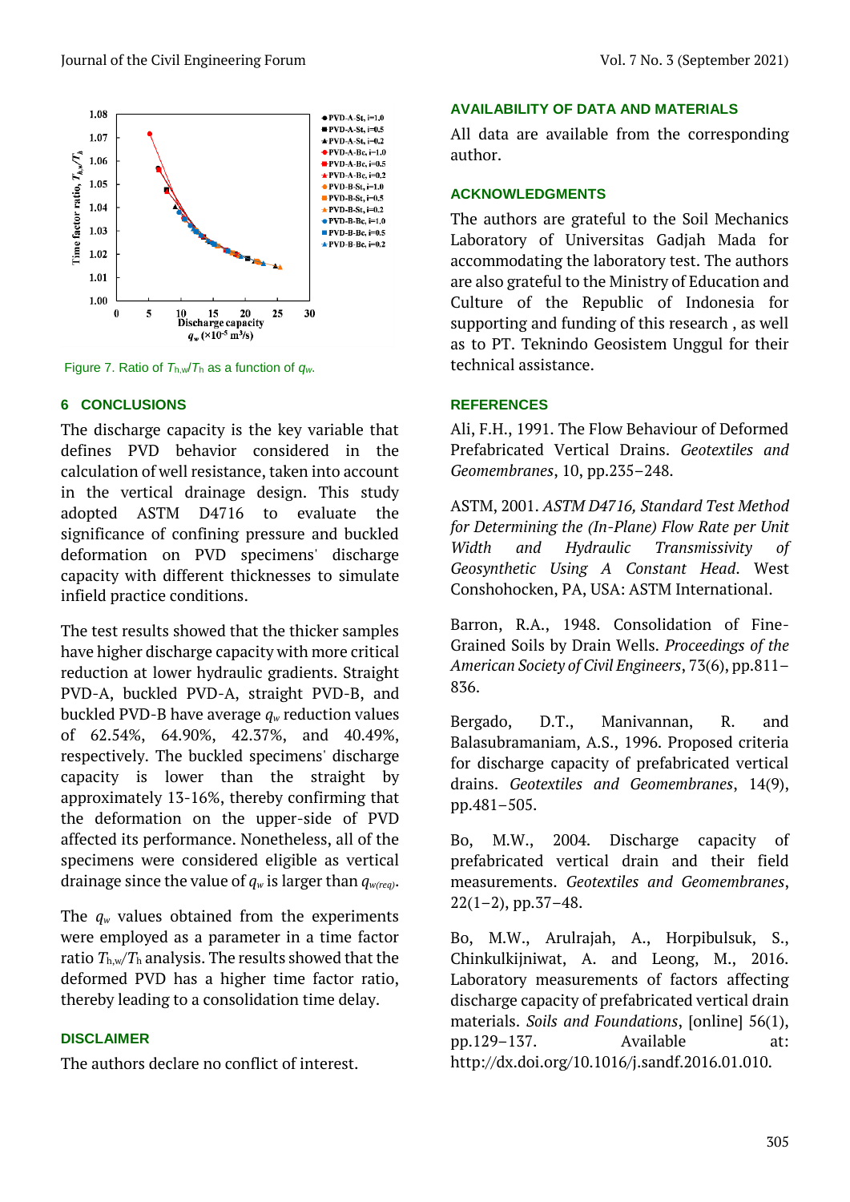Figure 7. Ratio of $T_{h,w}/T_h$ as a function of $q_w$.

## 6 CONCLUSIONS

The discharge capacity is the key variable that defines PVD behavior considered in the calculation of well resistance, taken into account in the vertical drainage design. This study adopted ASTM D4716 to evaluate the significance of confining pressure and buckled deformation on PVD specimens' discharge capacity with different thicknesses to simulate infield practice conditions.

The test results showed that the thicker samples have higher discharge capacity with more critical reduction at lower hydraulic gradients. Straight PVD-A, buckled PVD-A, straight PVD-B, and buckled PVD-B have average $q_w$ reduction values of 62.54%, 64.90%, 42.37%, and 40.49%, respectively. The buckled specimens' discharge capacity is lower than the straight by approximately 13-16%, thereby confirming that the deformation on the upper-side of PVD affected its performance. Nonetheless, all of the specimens were considered eligible as vertical drainage since the value of $q_w$ is larger than $q_{w(req)}$.

The $q_w$ values obtained from the experiments were employed as a parameter in a time factor ratio $T_{h,w}/T_h$ analysis. The results showed that the deformed PVD has a higher time factor ratio, thereby leading to a consolidation time delay.

## DISCLAIMER

The authors declare no conflict of interest.

## AVAILABILITY OF DATA AND MATERIALS

All data are available from the corresponding author.

## ACKNOWLEDGMENTS

The authors are grateful to the Soil Mechanics Laboratory of Universitas Gadjah Mada for accommodating the laboratory test. The authors are also grateful to the Ministry of Education and Culture of the Republic of Indonesia for supporting and funding of this research , as well as to PT. Teknindo Geosistem Unggul for their technical assistance.

## REFERENCES

Ali, F.H., 1991. The Flow Behaviour of Deformed Prefabricated Vertical Drains. *Geotextiles and Geomembranes*, 10, pp.235–248.

ASTM, 2001. *ASTM D4716, Standard Test Method for Determining the (In-Plane) Flow Rate per Unit Width and Hydraulic Transmissivity of Geosynthetic Using A Constant Head*. West Conshohocken, PA, USA: ASTM International.

Barron, R.A., 1948. Consolidation of Fine-Grained Soils by Drain Wells. *Proceedings of the American Society of Civil Engineers*, 73(6), pp.811–836.

Bergado, D.T., Manivannan, R. and Balasubramaniam, A.S., 1996. Proposed criteria for discharge capacity of prefabricated vertical drains. *Geotextiles and Geomembranes*, 14(9), pp.481–505.

Bo, M.W., 2004. Discharge capacity of prefabricated vertical drain and their field measurements. *Geotextiles and Geomembranes*, 22(1–2), pp.37–48.

Bo, M.W., Arulrajah, A., Horpibulsuk, S., Chinkulkijniwat, A. and Leong, M., 2016. Laboratory measurements of factors affecting discharge capacity of prefabricated vertical drain materials. *Soils and Foundations*, [online] 56(1), pp.129–137. Available at: http://dx.doi.org/10.1016/j.sandf.2016.01.010.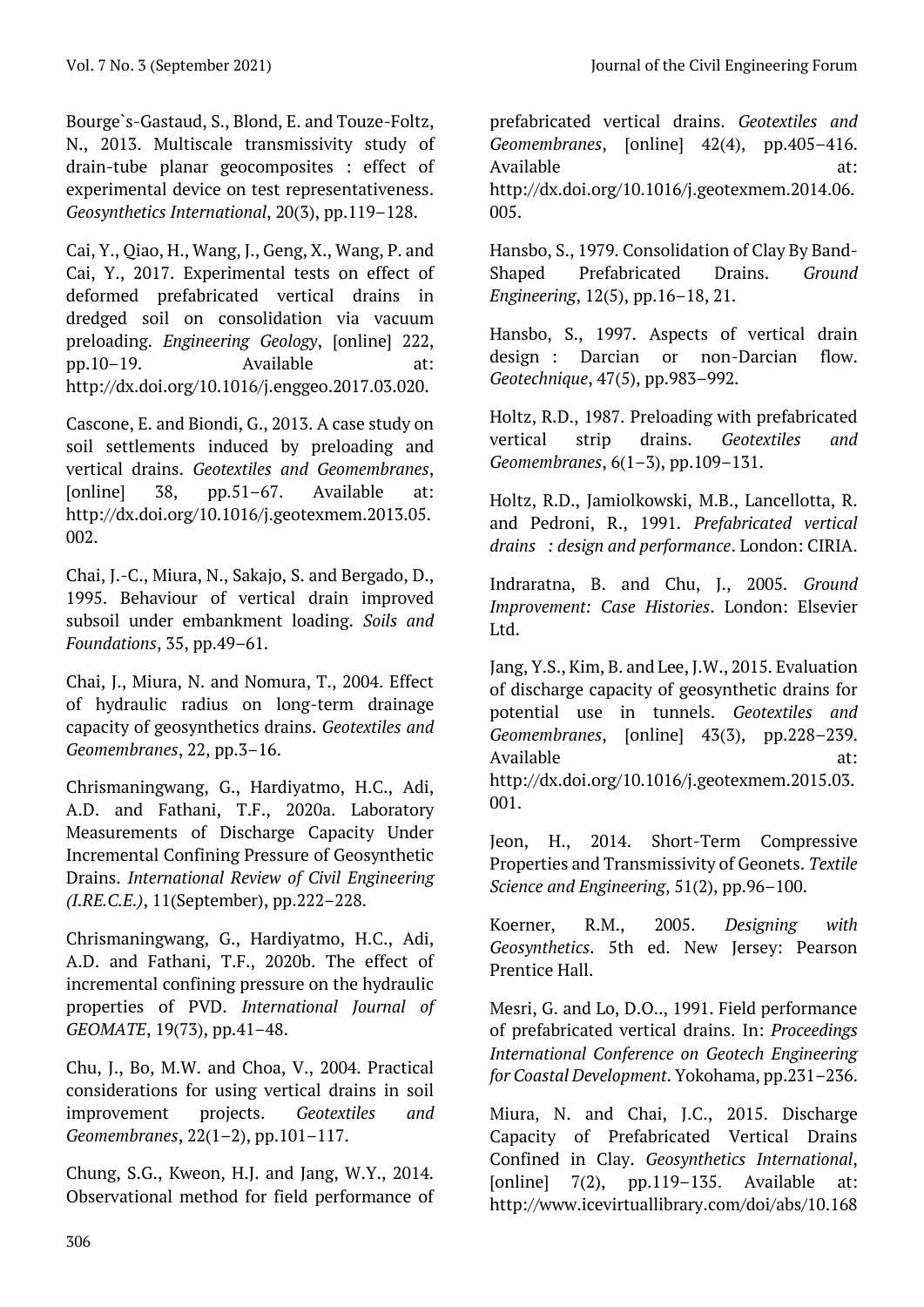Bourge`s-Gastaud, S., Blond, E. and Touze-Foltz, N., 2013. Multiscale transmissivity study of drain-tube planar geocomposites : effect of experimental device on test representativeness. *Geosynthetics International*, 20(3), pp.119–128.

Cai, Y., Qiao, H., Wang, J., Geng, X., Wang, P. and Cai, Y., 2017. Experimental tests on effect of deformed prefabricated vertical drains in dredged soil on consolidation via vacuum preloading. *Engineering Geology*, [online] 222, pp.10–19. Available at: http://dx.doi.org/10.1016/j.enggeo.2017.03.020.

Cascone, E. and Biondi, G., 2013. A case study on soil settlements induced by preloading and vertical drains. *Geotextiles and Geomembranes*, [online] 38, pp.51–67. Available at: http://dx.doi.org/10.1016/j.geotexmem.2013.05.002.

Chai, J.-C., Miura, N., Sakajo, S. and Bergado, D., 1995. Behaviour of vertical drain improved subsoil under embankment loading. *Soils and Foundations*, 35, pp.49–61.

Chai, J., Miura, N. and Nomura, T., 2004. Effect of hydraulic radius on long-term drainage capacity of geosynthetics drains. *Geotextiles and Geomembranes*, 22, pp.3–16.

Chrismaningwang, G., Hardiyatmo, H.C., Adi, A.D. and Fathani, T.F., 2020a. Laboratory Measurements of Discharge Capacity Under Incremental Confining Pressure of Geosynthetic Drains. *International Review of Civil Engineering (I.RE.C.E.)*, 11(September), pp.222–228.

Chrismaningwang, G., Hardiyatmo, H.C., Adi, A.D. and Fathani, T.F., 2020b. The effect of incremental confining pressure on the hydraulic properties of PVD. *International Journal of GEOMATE*, 19(73), pp.41–48.

Chu, J., Bo, M.W. and Choa, V., 2004. Practical considerations for using vertical drains in soil improvement projects. *Geotextiles and Geomembranes*, 22(1–2), pp.101–117.

Chung, S.G., Kweon, H.J. and Jang, W.Y., 2014. Observational method for field performance of prefabricated vertical drains. *Geotextiles and Geomembranes*, [online] 42(4), pp.405–416. Available at: http://dx.doi.org/10.1016/j.geotexmem.2014.06.005.

Hansbo, S., 1979. Consolidation of Clay By Band-Shaped Prefabricated Drains. *Ground Engineering*, 12(5), pp.16–18, 21.

Hansbo, S., 1997. Aspects of vertical drain design : Darcian or non-Darcian flow. *Geotechnique*, 47(5), pp.983–992.

Holtz, R.D., 1987. Preloading with prefabricated vertical strip drains. *Geotextiles and Geomembranes*, 6(1–3), pp.109–131.

Holtz, R.D., Jamiolkowski, M.B., Lancellotta, R. and Pedroni, R., 1991. *Prefabricated vertical drains : design and performance*. London: CIRIA.

Indraratna, B. and Chu, J., 2005. *Ground Improvement: Case Histories*. London: Elsevier Ltd.

Jang, Y.S., Kim, B. and Lee, J.W., 2015. Evaluation of discharge capacity of geosynthetic drains for potential use in tunnels. *Geotextiles and Geomembranes*, [online] 43(3), pp.228–239. Available at: http://dx.doi.org/10.1016/j.geotexmem.2015.03.001.

Jeon, H., 2014. Short-Term Compressive Properties and Transmissivity of Geonets. *Textile Science and Engineering*, 51(2), pp.96–100.

Koerner, R.M., 2005. *Designing with Geosynthetics*. 5th ed. New Jersey: Pearson Prentice Hall.

Mesri, G. and Lo, D.O.., 1991. Field performance of prefabricated vertical drains. In: *Proceedings International Conference on Geotech Engineering for Coastal Development*. Yokohama, pp.231–236.

Miura, N. and Chai, J.C., 2015. Discharge Capacity of Prefabricated Vertical Drains Confined in Clay. *Geosynthetics International*, [online] 7(2), pp.119–135. Available at: http://www.icevirtuallibrary.com/doi/abs/10.168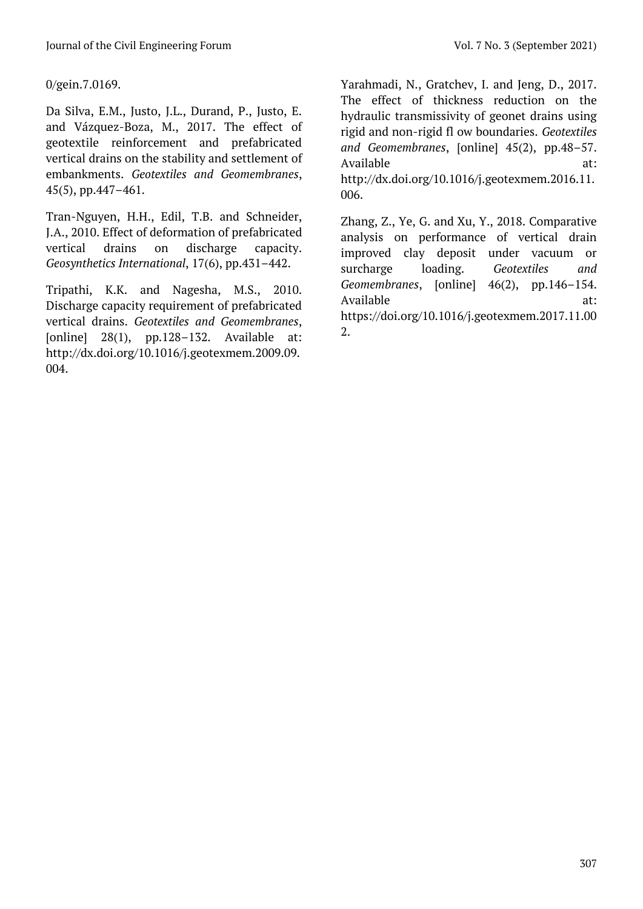0/gein.7.0169.

Da Silva, E.M., Justo, J.L., Durand, P., Justo, E. and Vázquez-Boza, M., 2017. The effect of geotextile reinforcement and prefabricated vertical drains on the stability and settlement of embankments. *Geotextiles and Geomembranes*, 45(5), pp.447–461.

Tran-Nguyen, H.H., Edil, T.B. and Schneider, J.A., 2010. Effect of deformation of prefabricated vertical drains on discharge capacity. *Geosynthetics International*, 17(6), pp.431–442.

Tripathi, K.K. and Nagesha, M.S., 2010. Discharge capacity requirement of prefabricated vertical drains. *Geotextiles and Geomembranes*, [online] 28(1), pp.128–132. Available at: http://dx.doi.org/10.1016/j.geotexmem.2009.09.004.

Yarahmadi, N., Gratchev, I. and Jeng, D., 2017. The effect of thickness reduction on the hydraulic transmissivity of geonet drains using rigid and non-rigid fl ow boundaries. *Geotextiles and Geomembranes*, [online] 45(2), pp.48–57. Available at: http://dx.doi.org/10.1016/j.geotexmem.2016.11.006.

Zhang, Z., Ye, G. and Xu, Y., 2018. Comparative analysis on performance of vertical drain improved clay deposit under vacuum or surcharge loading. *Geotextiles and Geomembranes*, [online] 46(2), pp.146–154. Available at: https://doi.org/10.1016/j.geotexmem.2017.11.002.